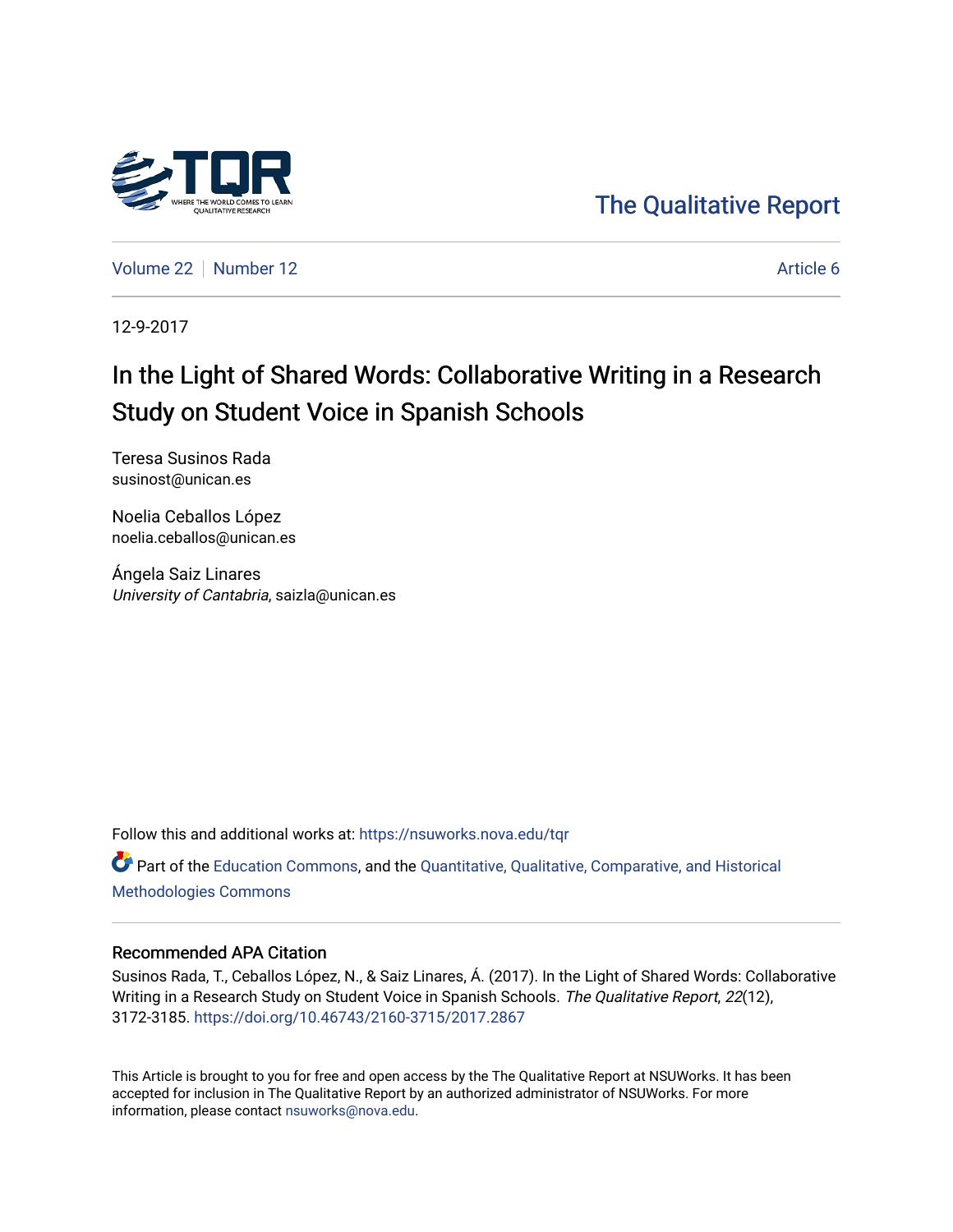The Qualitative Report

Volume 22 | Number 12 | Article 6

12-9-2017

# In the Light of Shared Words: Collaborative Writing in a Research Study on Student Voice in Spanish Schools

Teresa Susinos Rada
susinost@unican.es

Noelia Ceballos López
noelia.ceballos@unican.es

Ángela Saiz Linares
*University of Cantabria*, saizla@unican.es

Follow this and additional works at: https://nsuworks.nova.edu/tqr

Part of the Education Commons, and the Quantitative, Qualitative, Comparative, and Historical Methodologies Commons

## Recommended APA Citation

Susinos Rada, T., Ceballos López, N., & Saiz Linares, Á. (2017). In the Light of Shared Words: Collaborative Writing in a Research Study on Student Voice in Spanish Schools. *The Qualitative Report*, *22*(12), 3172-3185. https://doi.org/10.46743/2160-3715/2017.2867

This Article is brought to you for free and open access by the The Qualitative Report at NSUWorks. It has been accepted for inclusion in The Qualitative Report by an authorized administrator of NSUWorks. For more information, please contact nsuworks@nova.edu.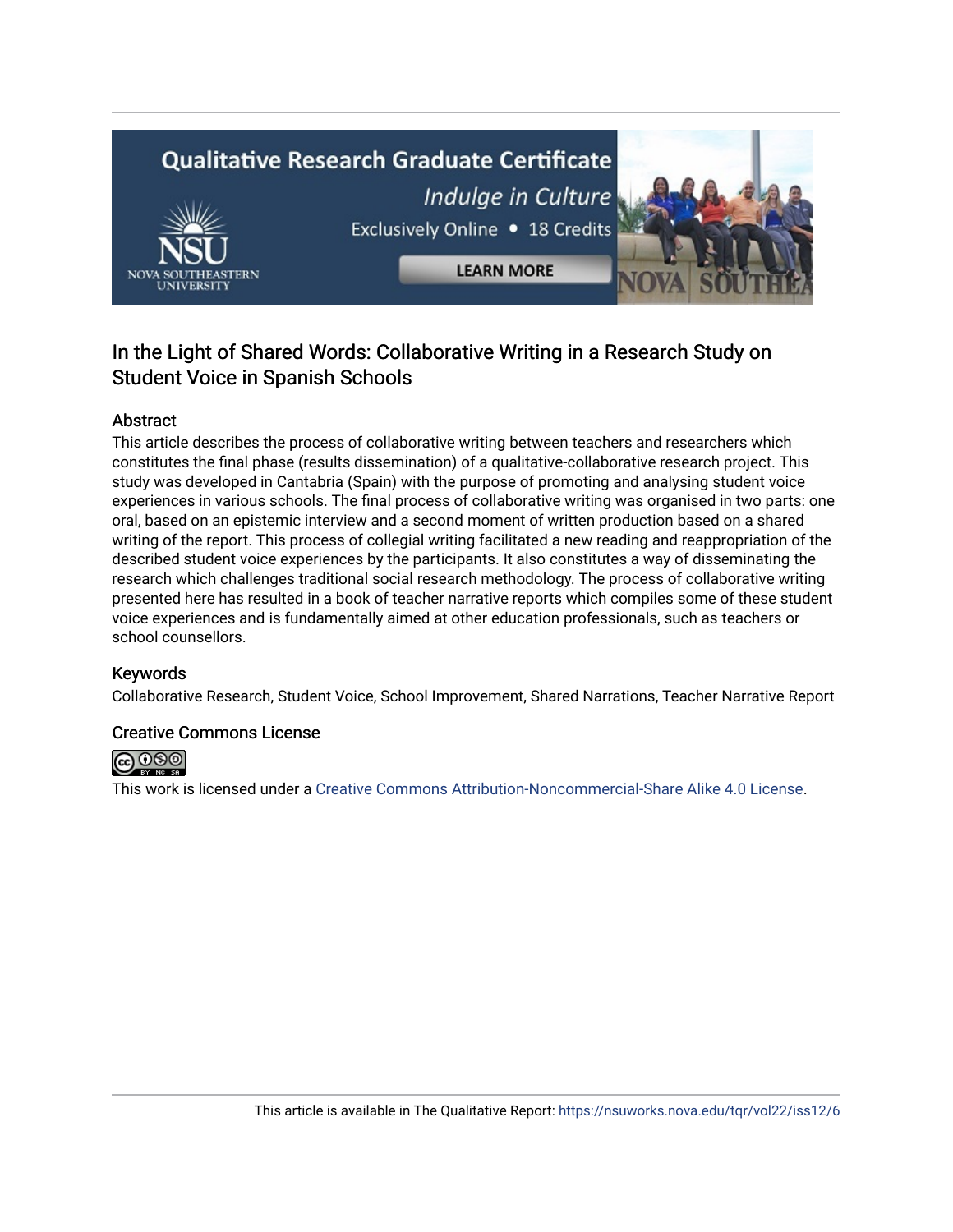# In the Light of Shared Words: Collaborative Writing in a Research Study on Student Voice in Spanish Schools

## Abstract

This article describes the process of collaborative writing between teachers and researchers which constitutes the final phase (results dissemination) of a qualitative-collaborative research project. This study was developed in Cantabria (Spain) with the purpose of promoting and analysing student voice experiences in various schools. The final process of collaborative writing was organised in two parts: one oral, based on an epistemic interview and a second moment of written production based on a shared writing of the report. This process of collegial writing facilitated a new reading and reappropriation of the described student voice experiences by the participants. It also constitutes a way of disseminating the research which challenges traditional social research methodology. The process of collaborative writing presented here has resulted in a book of teacher narrative reports which compiles some of these student voice experiences and is fundamentally aimed at other education professionals, such as teachers or school counsellors.

## Keywords

Collaborative Research, Student Voice, School Improvement, Shared Narrations, Teacher Narrative Report

## Creative Commons License

This work is licensed under a Creative Commons Attribution-Noncommercial-Share Alike 4.0 License.

This article is available in The Qualitative Report: https://nsuworks.nova.edu/tqr/vol22/iss12/6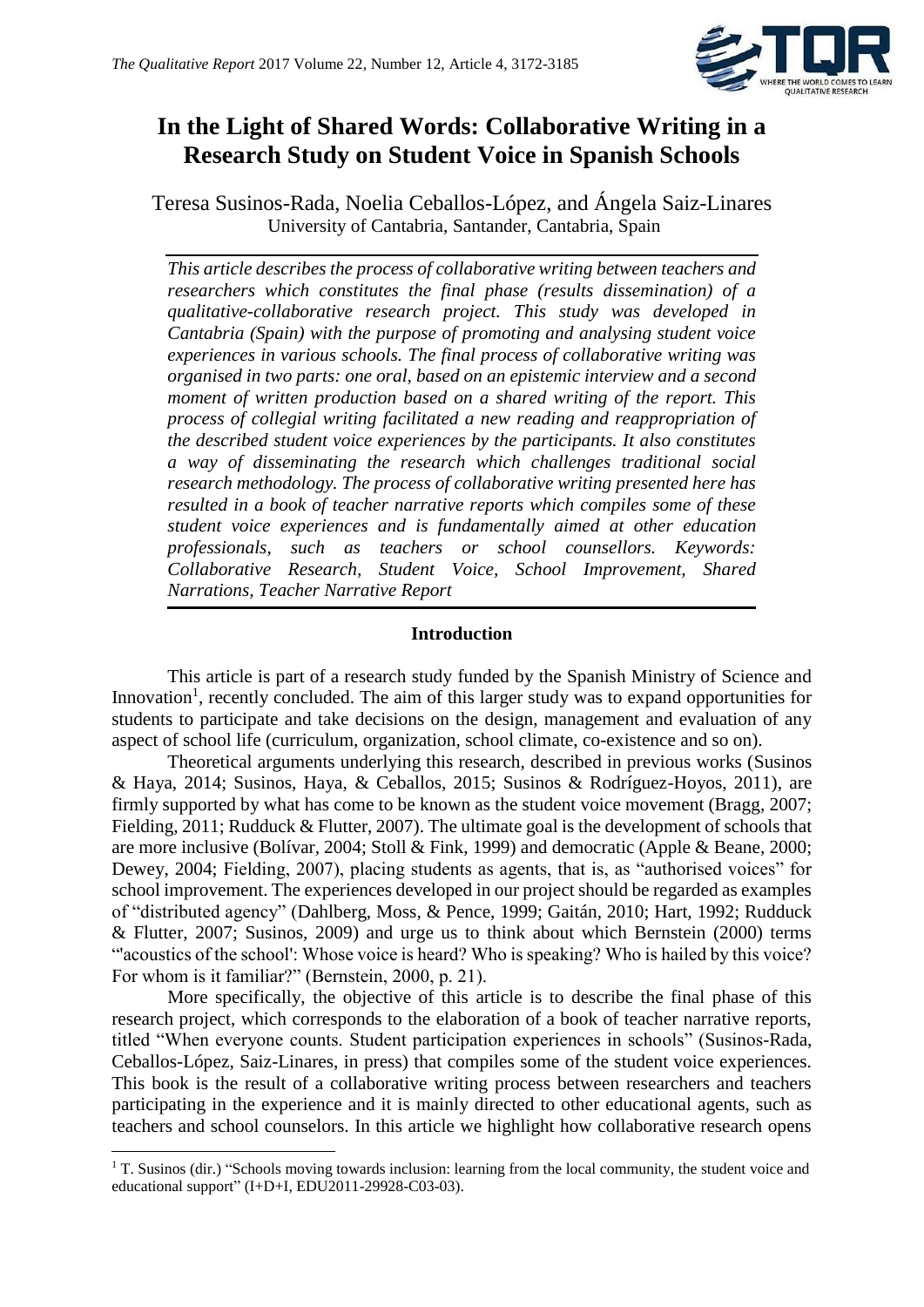# In the Light of Shared Words: Collaborative Writing in a Research Study on Student Voice in Spanish Schools

Teresa Susinos-Rada, Noelia Ceballos-López, and Ángela Saiz-Linares
University of Cantabria, Santander, Cantabria, Spain

*This article describes the process of collaborative writing between teachers and researchers which constitutes the final phase (results dissemination) of a qualitative-collaborative research project. This study was developed in Cantabria (Spain) with the purpose of promoting and analysing student voice experiences in various schools. The final process of collaborative writing was organised in two parts: one oral, based on an epistemic interview and a second moment of written production based on a shared writing of the report. This process of collegial writing facilitated a new reading and reappropriation of the described student voice experiences by the participants. It also constitutes a way of disseminating the research which challenges traditional social research methodology. The process of collaborative writing presented here has resulted in a book of teacher narrative reports which compiles some of these student voice experiences and is fundamentally aimed at other education professionals, such as teachers or school counsellors. Keywords: Collaborative Research, Student Voice, School Improvement, Shared Narrations, Teacher Narrative Report*

## Introduction

This article is part of a research study funded by the Spanish Ministry of Science and Innovation[1], recently concluded. The aim of this larger study was to expand opportunities for students to participate and take decisions on the design, management and evaluation of any aspect of school life (curriculum, organization, school climate, co-existence and so on).

Theoretical arguments underlying this research, described in previous works (Susinos & Haya, 2014; Susinos, Haya, & Ceballos, 2015; Susinos & Rodríguez-Hoyos, 2011), are firmly supported by what has come to be known as the student voice movement (Bragg, 2007; Fielding, 2011; Rudduck & Flutter, 2007). The ultimate goal is the development of schools that are more inclusive (Bolívar, 2004; Stoll & Fink, 1999) and democratic (Apple & Beane, 2000; Dewey, 2004; Fielding, 2007), placing students as agents, that is, as "authorised voices" for school improvement. The experiences developed in our project should be regarded as examples of "distributed agency" (Dahlberg, Moss, & Pence, 1999; Gaitán, 2010; Hart, 1992; Rudduck & Flutter, 2007; Susinos, 2009) and urge us to think about which Bernstein (2000) terms "'acoustics of the school': Whose voice is heard? Who is speaking? Who is hailed by this voice? For whom is it familiar?" (Bernstein, 2000, p. 21).

More specifically, the objective of this article is to describe the final phase of this research project, which corresponds to the elaboration of a book of teacher narrative reports, titled "When everyone counts. Student participation experiences in schools" (Susinos-Rada, Ceballos-López, Saiz-Linares, in press) that compiles some of the student voice experiences. This book is the result of a collaborative writing process between researchers and teachers participating in the experience and it is mainly directed to other educational agents, such as teachers and school counselors. In this article we highlight how collaborative research opens

[1] T. Susinos (dir.) "Schools moving towards inclusion: learning from the local community, the student voice and educational support" (I+D+I, EDU2011-29928-C03-03).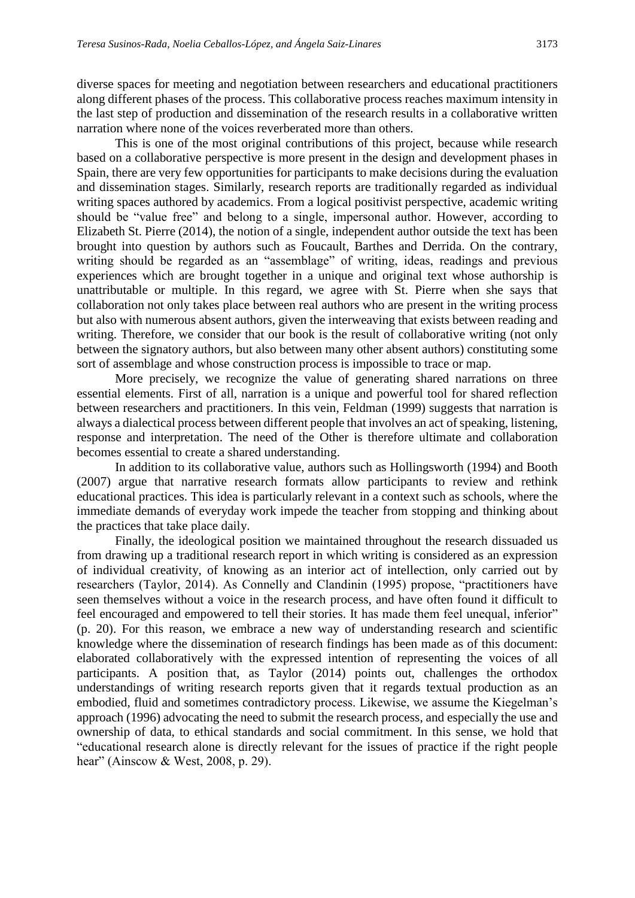diverse spaces for meeting and negotiation between researchers and educational practitioners along different phases of the process. This collaborative process reaches maximum intensity in the last step of production and dissemination of the research results in a collaborative written narration where none of the voices reverberated more than others.

This is one of the most original contributions of this project, because while research based on a collaborative perspective is more present in the design and development phases in Spain, there are very few opportunities for participants to make decisions during the evaluation and dissemination stages. Similarly, research reports are traditionally regarded as individual writing spaces authored by academics. From a logical positivist perspective, academic writing should be "value free" and belong to a single, impersonal author. However, according to Elizabeth St. Pierre (2014), the notion of a single, independent author outside the text has been brought into question by authors such as Foucault, Barthes and Derrida. On the contrary, writing should be regarded as an "assemblage" of writing, ideas, readings and previous experiences which are brought together in a unique and original text whose authorship is unattributable or multiple. In this regard, we agree with St. Pierre when she says that collaboration not only takes place between real authors who are present in the writing process but also with numerous absent authors, given the interweaving that exists between reading and writing. Therefore, we consider that our book is the result of collaborative writing (not only between the signatory authors, but also between many other absent authors) constituting some sort of assemblage and whose construction process is impossible to trace or map.

More precisely, we recognize the value of generating shared narrations on three essential elements. First of all, narration is a unique and powerful tool for shared reflection between researchers and practitioners. In this vein, Feldman (1999) suggests that narration is always a dialectical process between different people that involves an act of speaking, listening, response and interpretation. The need of the Other is therefore ultimate and collaboration becomes essential to create a shared understanding.

In addition to its collaborative value, authors such as Hollingsworth (1994) and Booth (2007) argue that narrative research formats allow participants to review and rethink educational practices. This idea is particularly relevant in a context such as schools, where the immediate demands of everyday work impede the teacher from stopping and thinking about the practices that take place daily.

Finally, the ideological position we maintained throughout the research dissuaded us from drawing up a traditional research report in which writing is considered as an expression of individual creativity, of knowing as an interior act of intellection, only carried out by researchers (Taylor, 2014). As Connelly and Clandinin (1995) propose, "practitioners have seen themselves without a voice in the research process, and have often found it difficult to feel encouraged and empowered to tell their stories. It has made them feel unequal, inferior" (p. 20). For this reason, we embrace a new way of understanding research and scientific knowledge where the dissemination of research findings has been made as of this document: elaborated collaboratively with the expressed intention of representing the voices of all participants. A position that, as Taylor (2014) points out, challenges the orthodox understandings of writing research reports given that it regards textual production as an embodied, fluid and sometimes contradictory process. Likewise, we assume the Kiegelman's approach (1996) advocating the need to submit the research process, and especially the use and ownership of data, to ethical standards and social commitment. In this sense, we hold that "educational research alone is directly relevant for the issues of practice if the right people hear" (Ainscow & West, 2008, p. 29).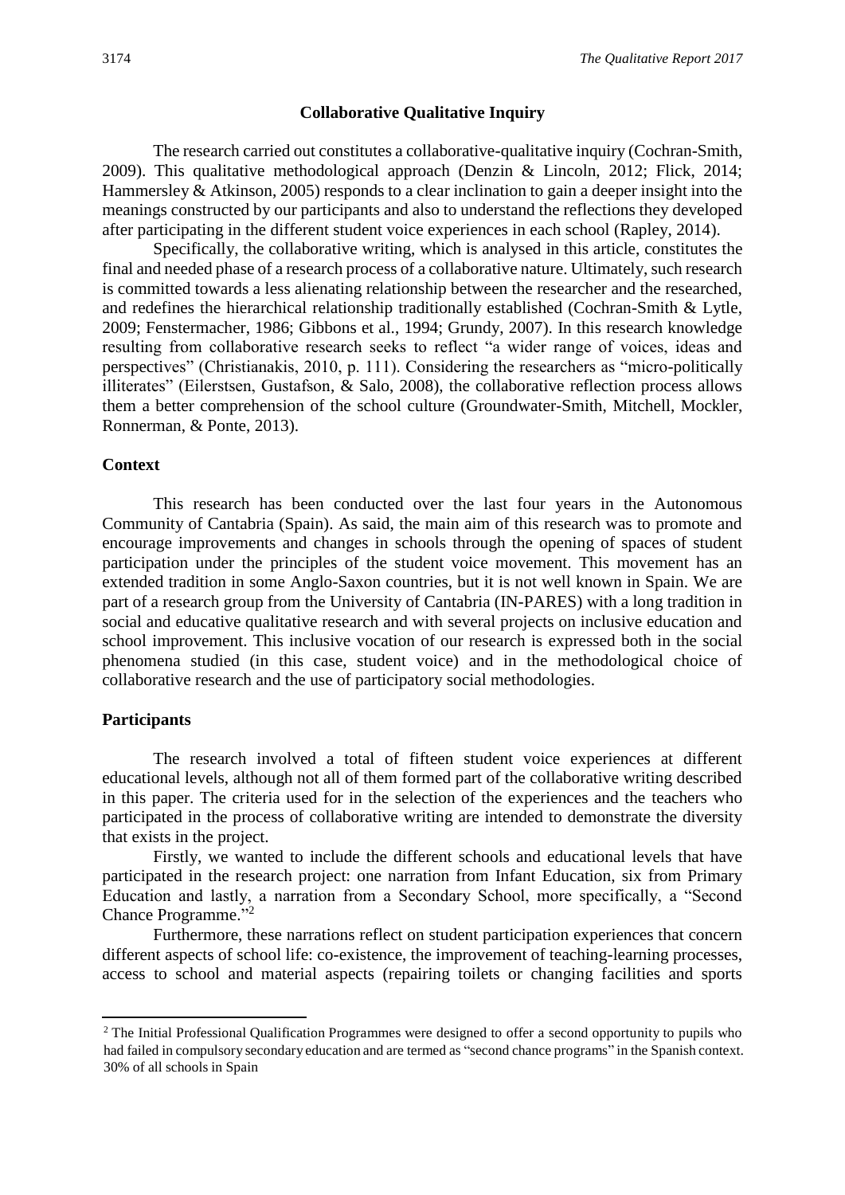## Collaborative Qualitative Inquiry

The research carried out constitutes a collaborative-qualitative inquiry (Cochran-Smith, 2009). This qualitative methodological approach (Denzin & Lincoln, 2012; Flick, 2014; Hammersley & Atkinson, 2005) responds to a clear inclination to gain a deeper insight into the meanings constructed by our participants and also to understand the reflections they developed after participating in the different student voice experiences in each school (Rapley, 2014).

Specifically, the collaborative writing, which is analysed in this article, constitutes the final and needed phase of a research process of a collaborative nature. Ultimately, such research is committed towards a less alienating relationship between the researcher and the researched, and redefines the hierarchical relationship traditionally established (Cochran-Smith & Lytle, 2009; Fenstermacher, 1986; Gibbons et al., 1994; Grundy, 2007). In this research knowledge resulting from collaborative research seeks to reflect "a wider range of voices, ideas and perspectives" (Christianakis, 2010, p. 111). Considering the researchers as "micro-politically illiterates" (Eilerstsen, Gustafson, & Salo, 2008), the collaborative reflection process allows them a better comprehension of the school culture (Groundwater-Smith, Mitchell, Mockler, Ronnerman, & Ponte, 2013).

### Context

This research has been conducted over the last four years in the Autonomous Community of Cantabria (Spain). As said, the main aim of this research was to promote and encourage improvements and changes in schools through the opening of spaces of student participation under the principles of the student voice movement. This movement has an extended tradition in some Anglo-Saxon countries, but it is not well known in Spain. We are part of a research group from the University of Cantabria (IN-PARES) with a long tradition in social and educative qualitative research and with several projects on inclusive education and school improvement. This inclusive vocation of our research is expressed both in the social phenomena studied (in this case, student voice) and in the methodological choice of collaborative research and the use of participatory social methodologies.

### Participants

The research involved a total of fifteen student voice experiences at different educational levels, although not all of them formed part of the collaborative writing described in this paper. The criteria used for in the selection of the experiences and the teachers who participated in the process of collaborative writing are intended to demonstrate the diversity that exists in the project.

Firstly, we wanted to include the different schools and educational levels that have participated in the research project: one narration from Infant Education, six from Primary Education and lastly, a narration from a Secondary School, more specifically, a "Second Chance Programme."[2]

Furthermore, these narrations reflect on student participation experiences that concern different aspects of school life: co-existence, the improvement of teaching-learning processes, access to school and material aspects (repairing toilets or changing facilities and sports

[2] The Initial Professional Qualification Programmes were designed to offer a second opportunity to pupils who had failed in compulsory secondary education and are termed as "second chance programs" in the Spanish context. 30% of all schools in Spain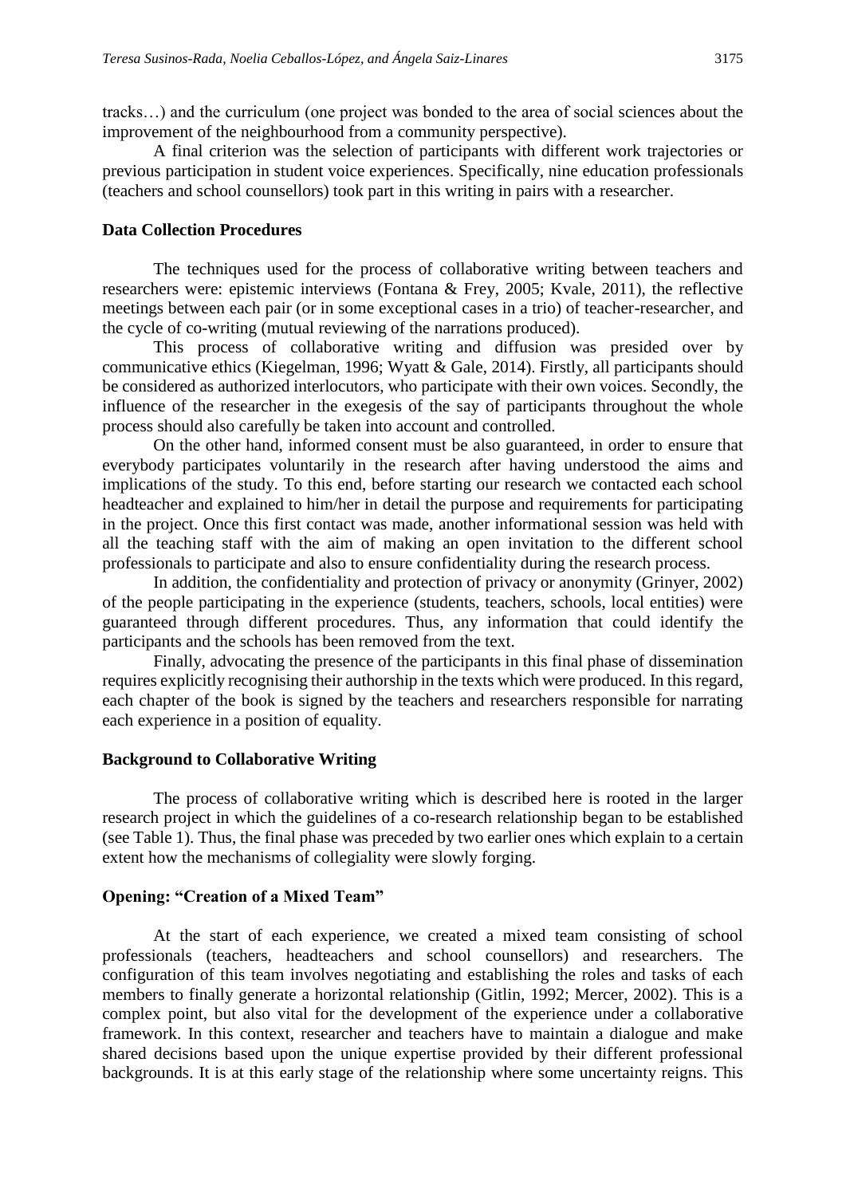tracks…) and the curriculum (one project was bonded to the area of social sciences about the improvement of the neighbourhood from a community perspective).

A final criterion was the selection of participants with different work trajectories or previous participation in student voice experiences. Specifically, nine education professionals (teachers and school counsellors) took part in this writing in pairs with a researcher.

### Data Collection Procedures

The techniques used for the process of collaborative writing between teachers and researchers were: epistemic interviews (Fontana & Frey, 2005; Kvale, 2011), the reflective meetings between each pair (or in some exceptional cases in a trio) of teacher-researcher, and the cycle of co-writing (mutual reviewing of the narrations produced).

This process of collaborative writing and diffusion was presided over by communicative ethics (Kiegelman, 1996; Wyatt & Gale, 2014). Firstly, all participants should be considered as authorized interlocutors, who participate with their own voices. Secondly, the influence of the researcher in the exegesis of the say of participants throughout the whole process should also carefully be taken into account and controlled.

On the other hand, informed consent must be also guaranteed, in order to ensure that everybody participates voluntarily in the research after having understood the aims and implications of the study. To this end, before starting our research we contacted each school headteacher and explained to him/her in detail the purpose and requirements for participating in the project. Once this first contact was made, another informational session was held with all the teaching staff with the aim of making an open invitation to the different school professionals to participate and also to ensure confidentiality during the research process.

In addition, the confidentiality and protection of privacy or anonymity (Grinyer, 2002) of the people participating in the experience (students, teachers, schools, local entities) were guaranteed through different procedures. Thus, any information that could identify the participants and the schools has been removed from the text.

Finally, advocating the presence of the participants in this final phase of dissemination requires explicitly recognising their authorship in the texts which were produced. In this regard, each chapter of the book is signed by the teachers and researchers responsible for narrating each experience in a position of equality.

### Background to Collaborative Writing

The process of collaborative writing which is described here is rooted in the larger research project in which the guidelines of a co-research relationship began to be established (see Table 1). Thus, the final phase was preceded by two earlier ones which explain to a certain extent how the mechanisms of collegiality were slowly forging.

### Opening: "Creation of a Mixed Team"

At the start of each experience, we created a mixed team consisting of school professionals (teachers, headteachers and school counsellors) and researchers. The configuration of this team involves negotiating and establishing the roles and tasks of each members to finally generate a horizontal relationship (Gitlin, 1992; Mercer, 2002). This is a complex point, but also vital for the development of the experience under a collaborative framework. In this context, researcher and teachers have to maintain a dialogue and make shared decisions based upon the unique expertise provided by their different professional backgrounds. It is at this early stage of the relationship where some uncertainty reigns. This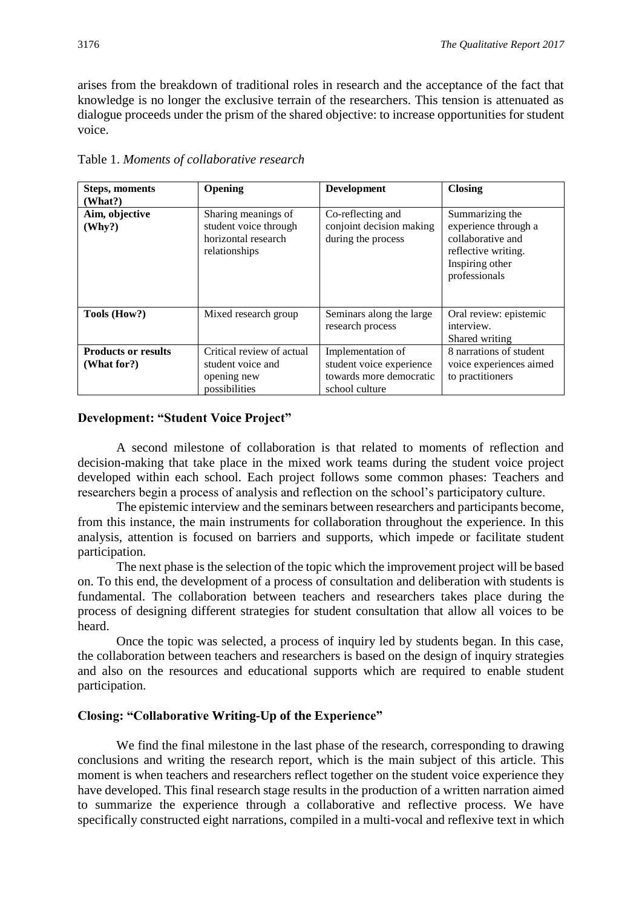arises from the breakdown of traditional roles in research and the acceptance of the fact that knowledge is no longer the exclusive terrain of the researchers. This tension is attenuated as dialogue proceeds under the prism of the shared objective: to increase opportunities for student voice.

Table 1. *Moments of collaborative research*

| **Steps, moments (What?)** | **Opening** | **Development** | **Closing** |
|---|---|---|---|
| **Aim, objective (Why?)** | Sharing meanings of student voice through horizontal research relationships | Co-reflecting and conjoint decision making during the process | Summarizing the experience through a collaborative and reflective writing. Inspiring other professionals |
| **Tools (How?)** | Mixed research group | Seminars along the large research process | Oral review: epistemic interview. Shared writing |
| **Products or results (What for?)** | Critical review of actual student voice and opening new possibilities | Implementation of student voice experience towards more democratic school culture | 8 narrations of student voice experiences aimed to practitioners |

### Development: "Student Voice Project"

A second milestone of collaboration is that related to moments of reflection and decision-making that take place in the mixed work teams during the student voice project developed within each school. Each project follows some common phases: Teachers and researchers begin a process of analysis and reflection on the school's participatory culture.

The epistemic interview and the seminars between researchers and participants become, from this instance, the main instruments for collaboration throughout the experience. In this analysis, attention is focused on barriers and supports, which impede or facilitate student participation.

The next phase is the selection of the topic which the improvement project will be based on. To this end, the development of a process of consultation and deliberation with students is fundamental. The collaboration between teachers and researchers takes place during the process of designing different strategies for student consultation that allow all voices to be heard.

Once the topic was selected, a process of inquiry led by students began. In this case, the collaboration between teachers and researchers is based on the design of inquiry strategies and also on the resources and educational supports which are required to enable student participation.

### Closing: "Collaborative Writing-Up of the Experience"

We find the final milestone in the last phase of the research, corresponding to drawing conclusions and writing the research report, which is the main subject of this article. This moment is when teachers and researchers reflect together on the student voice experience they have developed. This final research stage results in the production of a written narration aimed to summarize the experience through a collaborative and reflective process. We have specifically constructed eight narrations, compiled in a multi-vocal and reflexive text in which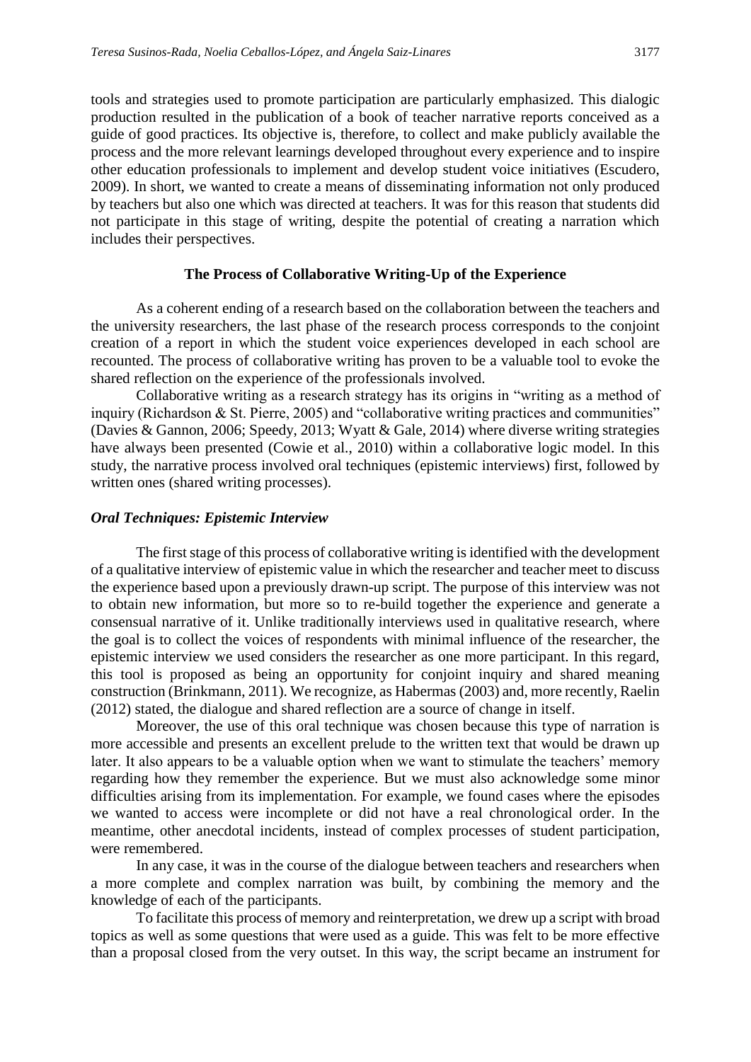tools and strategies used to promote participation are particularly emphasized. This dialogic production resulted in the publication of a book of teacher narrative reports conceived as a guide of good practices. Its objective is, therefore, to collect and make publicly available the process and the more relevant learnings developed throughout every experience and to inspire other education professionals to implement and develop student voice initiatives (Escudero, 2009). In short, we wanted to create a means of disseminating information not only produced by teachers but also one which was directed at teachers. It was for this reason that students did not participate in this stage of writing, despite the potential of creating a narration which includes their perspectives.

## The Process of Collaborative Writing-Up of the Experience

As a coherent ending of a research based on the collaboration between the teachers and the university researchers, the last phase of the research process corresponds to the conjoint creation of a report in which the student voice experiences developed in each school are recounted. The process of collaborative writing has proven to be a valuable tool to evoke the shared reflection on the experience of the professionals involved.

Collaborative writing as a research strategy has its origins in "writing as a method of inquiry (Richardson & St. Pierre, 2005) and "collaborative writing practices and communities" (Davies & Gannon, 2006; Speedy, 2013; Wyatt & Gale, 2014) where diverse writing strategies have always been presented (Cowie et al., 2010) within a collaborative logic model. In this study, the narrative process involved oral techniques (epistemic interviews) first, followed by written ones (shared writing processes).

### *Oral Techniques: Epistemic Interview*

The first stage of this process of collaborative writing is identified with the development of a qualitative interview of epistemic value in which the researcher and teacher meet to discuss the experience based upon a previously drawn-up script. The purpose of this interview was not to obtain new information, but more so to re-build together the experience and generate a consensual narrative of it. Unlike traditionally interviews used in qualitative research, where the goal is to collect the voices of respondents with minimal influence of the researcher, the epistemic interview we used considers the researcher as one more participant. In this regard, this tool is proposed as being an opportunity for conjoint inquiry and shared meaning construction (Brinkmann, 2011). We recognize, as Habermas (2003) and, more recently, Raelin (2012) stated, the dialogue and shared reflection are a source of change in itself.

Moreover, the use of this oral technique was chosen because this type of narration is more accessible and presents an excellent prelude to the written text that would be drawn up later. It also appears to be a valuable option when we want to stimulate the teachers' memory regarding how they remember the experience. But we must also acknowledge some minor difficulties arising from its implementation. For example, we found cases where the episodes we wanted to access were incomplete or did not have a real chronological order. In the meantime, other anecdotal incidents, instead of complex processes of student participation, were remembered.

In any case, it was in the course of the dialogue between teachers and researchers when a more complete and complex narration was built, by combining the memory and the knowledge of each of the participants.

To facilitate this process of memory and reinterpretation, we drew up a script with broad topics as well as some questions that were used as a guide. This was felt to be more effective than a proposal closed from the very outset. In this way, the script became an instrument for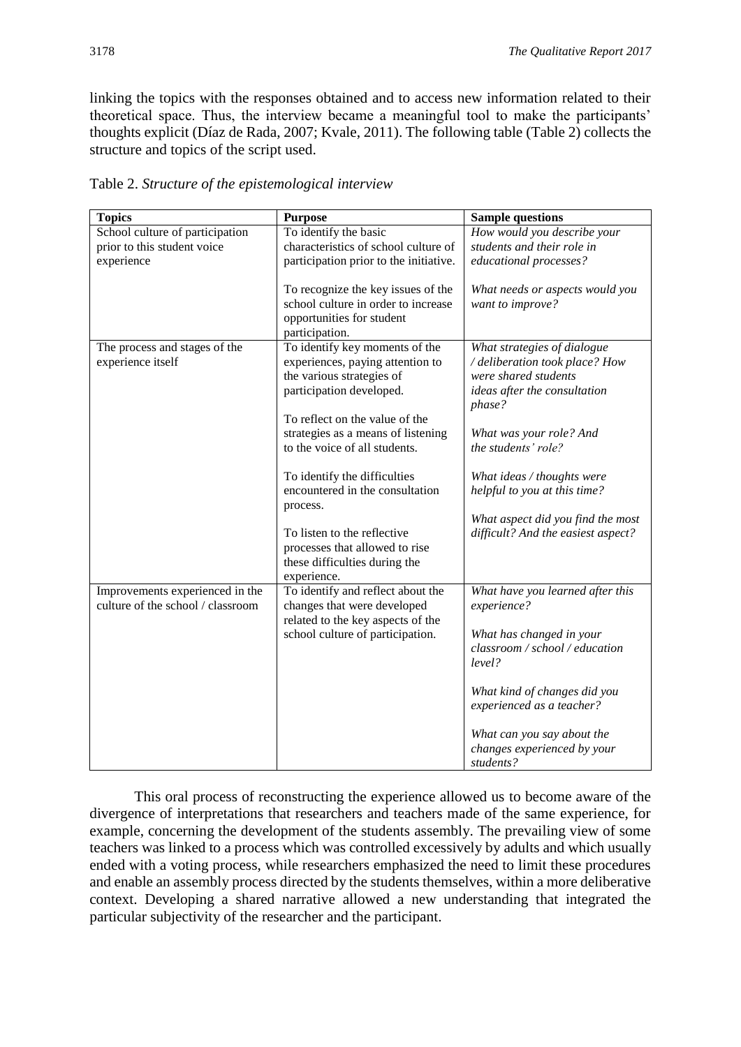linking the topics with the responses obtained and to access new information related to their theoretical space. Thus, the interview became a meaningful tool to make the participants' thoughts explicit (Díaz de Rada, 2007; Kvale, 2011). The following table (Table 2) collects the structure and topics of the script used.

Table 2. *Structure of the epistemological interview*

| Topics | Purpose | Sample questions |
|---|---|---|
| School culture of participation prior to this student voice experience | To identify the basic characteristics of school culture of participation prior to the initiative.<br><br>To recognize the key issues of the school culture in order to increase opportunities for student participation. | *How would you describe your students and their role in educational processes?*<br><br>*What needs or aspects would you want to improve?* |
| The process and stages of the experience itself | To identify key moments of the experiences, paying attention to the various strategies of participation developed.<br><br>To reflect on the value of the strategies as a means of listening to the voice of all students.<br><br>To identify the difficulties encountered in the consultation process.<br><br>To listen to the reflective processes that allowed to rise these difficulties during the experience. | *What strategies of dialogue / deliberation took place? How were shared students ideas after the consultation phase?*<br><br>*What was your role? And the students' role?*<br><br>*What ideas / thoughts were helpful to you at this time?*<br><br>*What aspect did you find the most difficult? And the easiest aspect?* |
| Improvements experienced in the culture of the school / classroom | To identify and reflect about the changes that were developed related to the key aspects of the school culture of participation. | *What have you learned after this experience?*<br><br>*What has changed in your classroom / school / education level?*<br><br>*What kind of changes did you experienced as a teacher?*<br><br>*What can you say about the changes experienced by your students?* |

This oral process of reconstructing the experience allowed us to become aware of the divergence of interpretations that researchers and teachers made of the same experience, for example, concerning the development of the students assembly. The prevailing view of some teachers was linked to a process which was controlled excessively by adults and which usually ended with a voting process, while researchers emphasized the need to limit these procedures and enable an assembly process directed by the students themselves, within a more deliberative context. Developing a shared narrative allowed a new understanding that integrated the particular subjectivity of the researcher and the participant.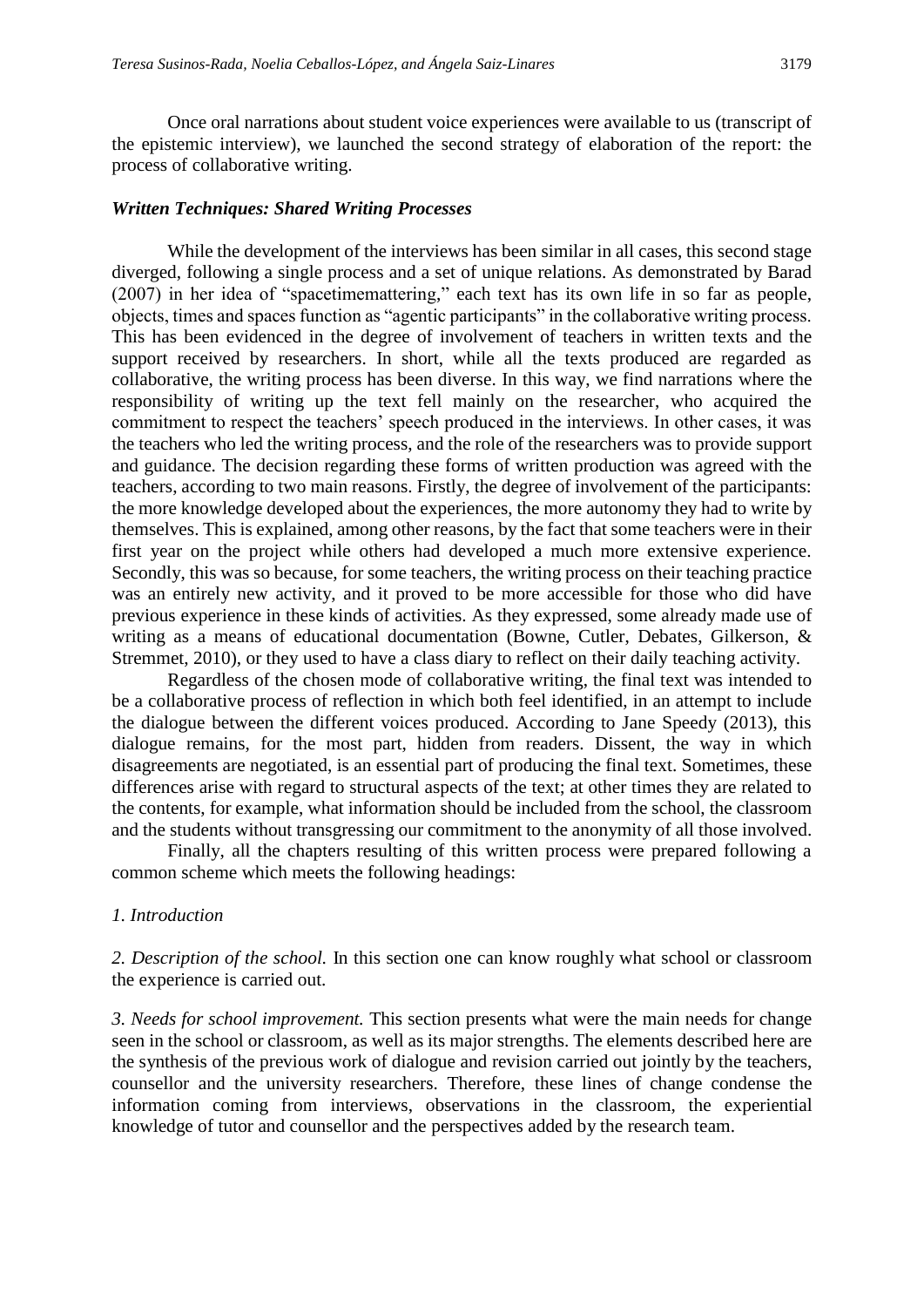Once oral narrations about student voice experiences were available to us (transcript of the epistemic interview), we launched the second strategy of elaboration of the report: the process of collaborative writing.

### *Written Techniques: Shared Writing Processes*

While the development of the interviews has been similar in all cases, this second stage diverged, following a single process and a set of unique relations. As demonstrated by Barad (2007) in her idea of "spacetimemattering," each text has its own life in so far as people, objects, times and spaces function as "agentic participants" in the collaborative writing process. This has been evidenced in the degree of involvement of teachers in written texts and the support received by researchers. In short, while all the texts produced are regarded as collaborative, the writing process has been diverse. In this way, we find narrations where the responsibility of writing up the text fell mainly on the researcher, who acquired the commitment to respect the teachers' speech produced in the interviews. In other cases, it was the teachers who led the writing process, and the role of the researchers was to provide support and guidance. The decision regarding these forms of written production was agreed with the teachers, according to two main reasons. Firstly, the degree of involvement of the participants: the more knowledge developed about the experiences, the more autonomy they had to write by themselves. This is explained, among other reasons, by the fact that some teachers were in their first year on the project while others had developed a much more extensive experience. Secondly, this was so because, for some teachers, the writing process on their teaching practice was an entirely new activity, and it proved to be more accessible for those who did have previous experience in these kinds of activities. As they expressed, some already made use of writing as a means of educational documentation (Bowne, Cutler, Debates, Gilkerson, & Stremmet, 2010), or they used to have a class diary to reflect on their daily teaching activity.

Regardless of the chosen mode of collaborative writing, the final text was intended to be a collaborative process of reflection in which both feel identified, in an attempt to include the dialogue between the different voices produced. According to Jane Speedy (2013), this dialogue remains, for the most part, hidden from readers. Dissent, the way in which disagreements are negotiated, is an essential part of producing the final text. Sometimes, these differences arise with regard to structural aspects of the text; at other times they are related to the contents, for example, what information should be included from the school, the classroom and the students without transgressing our commitment to the anonymity of all those involved.

Finally, all the chapters resulting of this written process were prepared following a common scheme which meets the following headings:

*1. Introduction*

*2. Description of the school.* In this section one can know roughly what school or classroom the experience is carried out.

*3. Needs for school improvement.* This section presents what were the main needs for change seen in the school or classroom, as well as its major strengths. The elements described here are the synthesis of the previous work of dialogue and revision carried out jointly by the teachers, counsellor and the university researchers. Therefore, these lines of change condense the information coming from interviews, observations in the classroom, the experiential knowledge of tutor and counsellor and the perspectives added by the research team.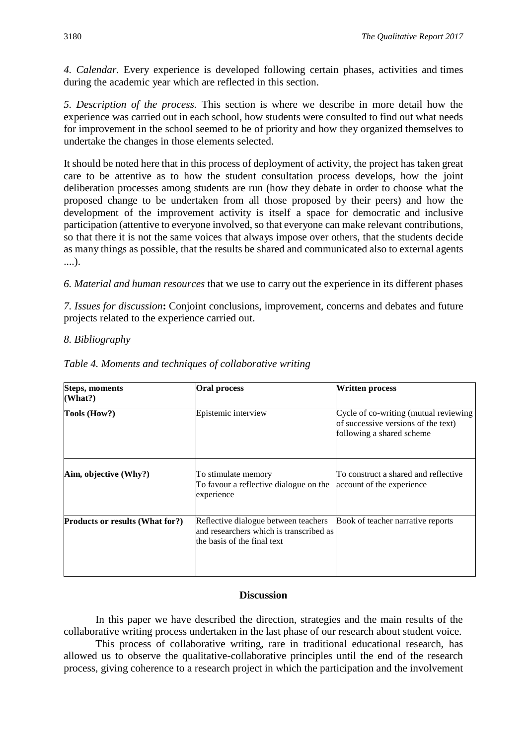*4. Calendar.* Every experience is developed following certain phases, activities and times during the academic year which are reflected in this section.

*5. Description of the process.* This section is where we describe in more detail how the experience was carried out in each school, how students were consulted to find out what needs for improvement in the school seemed to be of priority and how they organized themselves to undertake the changes in those elements selected.

It should be noted here that in this process of deployment of activity, the project has taken great care to be attentive as to how the student consultation process develops, how the joint deliberation processes among students are run (how they debate in order to choose what the proposed change to be undertaken from all those proposed by their peers) and how the development of the improvement activity is itself a space for democratic and inclusive participation (attentive to everyone involved, so that everyone can make relevant contributions, so that there it is not the same voices that always impose over others, that the students decide as many things as possible, that the results be shared and communicated also to external agents ....).

*6. Material and human resources* that we use to carry out the experience in its different phases

*7. Issues for discussion***:** Conjoint conclusions, improvement, concerns and debates and future projects related to the experience carried out.

*8. Bibliography*

*Table 4. Moments and techniques of collaborative writing*

| **Steps, moments (What?)** | **Oral process** | **Written process** |
|---|---|---|
| **Tools (How?)** | Epistemic interview | Cycle of co-writing (mutual reviewing of successive versions of the text) following a shared scheme |
| **Aim, objective (Why?)** | To stimulate memory<br>To favour a reflective dialogue on the experience | To construct a shared and reflective account of the experience |
| **Products or results (What for?)** | Reflective dialogue between teachers and researchers which is transcribed as the basis of the final text | Book of teacher narrative reports |

## Discussion

In this paper we have described the direction, strategies and the main results of the collaborative writing process undertaken in the last phase of our research about student voice.

This process of collaborative writing, rare in traditional educational research, has allowed us to observe the qualitative-collaborative principles until the end of the research process, giving coherence to a research project in which the participation and the involvement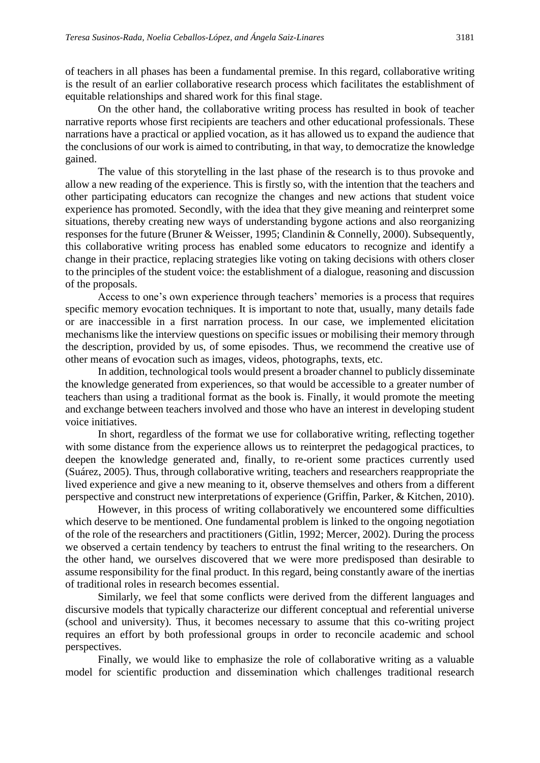of teachers in all phases has been a fundamental premise. In this regard, collaborative writing is the result of an earlier collaborative research process which facilitates the establishment of equitable relationships and shared work for this final stage.

On the other hand, the collaborative writing process has resulted in book of teacher narrative reports whose first recipients are teachers and other educational professionals. These narrations have a practical or applied vocation, as it has allowed us to expand the audience that the conclusions of our work is aimed to contributing, in that way, to democratize the knowledge gained.

The value of this storytelling in the last phase of the research is to thus provoke and allow a new reading of the experience. This is firstly so, with the intention that the teachers and other participating educators can recognize the changes and new actions that student voice experience has promoted. Secondly, with the idea that they give meaning and reinterpret some situations, thereby creating new ways of understanding bygone actions and also reorganizing responses for the future (Bruner & Weisser, 1995; Clandinin & Connelly, 2000). Subsequently, this collaborative writing process has enabled some educators to recognize and identify a change in their practice, replacing strategies like voting on taking decisions with others closer to the principles of the student voice: the establishment of a dialogue, reasoning and discussion of the proposals.

Access to one's own experience through teachers' memories is a process that requires specific memory evocation techniques. It is important to note that, usually, many details fade or are inaccessible in a first narration process. In our case, we implemented elicitation mechanisms like the interview questions on specific issues or mobilising their memory through the description, provided by us, of some episodes. Thus, we recommend the creative use of other means of evocation such as images, videos, photographs, texts, etc.

In addition, technological tools would present a broader channel to publicly disseminate the knowledge generated from experiences, so that would be accessible to a greater number of teachers than using a traditional format as the book is. Finally, it would promote the meeting and exchange between teachers involved and those who have an interest in developing student voice initiatives.

In short, regardless of the format we use for collaborative writing, reflecting together with some distance from the experience allows us to reinterpret the pedagogical practices, to deepen the knowledge generated and, finally, to re-orient some practices currently used (Suárez, 2005). Thus, through collaborative writing, teachers and researchers reappropriate the lived experience and give a new meaning to it, observe themselves and others from a different perspective and construct new interpretations of experience (Griffin, Parker, & Kitchen, 2010).

However, in this process of writing collaboratively we encountered some difficulties which deserve to be mentioned. One fundamental problem is linked to the ongoing negotiation of the role of the researchers and practitioners (Gitlin, 1992; Mercer, 2002). During the process we observed a certain tendency by teachers to entrust the final writing to the researchers. On the other hand, we ourselves discovered that we were more predisposed than desirable to assume responsibility for the final product. In this regard, being constantly aware of the inertias of traditional roles in research becomes essential.

Similarly, we feel that some conflicts were derived from the different languages and discursive models that typically characterize our different conceptual and referential universe (school and university). Thus, it becomes necessary to assume that this co-writing project requires an effort by both professional groups in order to reconcile academic and school perspectives.

Finally, we would like to emphasize the role of collaborative writing as a valuable model for scientific production and dissemination which challenges traditional research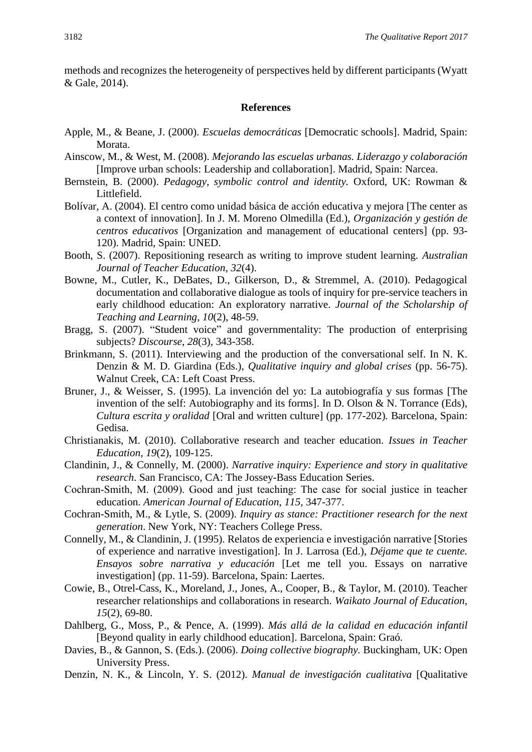methods and recognizes the heterogeneity of perspectives held by different participants (Wyatt & Gale, 2014).

## References

Apple, M., & Beane, J. (2000). *Escuelas democráticas* [Democratic schools]. Madrid, Spain: Morata.

Ainscow, M., & West, M. (2008). *Mejorando las escuelas urbanas. Liderazgo y colaboración* [Improve urban schools: Leadership and collaboration]. Madrid, Spain: Narcea.

Bernstein, B. (2000). *Pedagogy, symbolic control and identity.* Oxford, UK: Rowman & Littlefield.

Bolívar, A. (2004). El centro como unidad básica de acción educativa y mejora [The center as a context of innovation]. In J. M. Moreno Olmedilla (Ed.), *Organización y gestión de centros educativos* [Organization and management of educational centers] (pp. 93-120). Madrid, Spain: UNED.

Booth, S. (2007). Repositioning research as writing to improve student learning. *Australian Journal of Teacher Education*, *32*(4).

Bowne, M., Cutler, K., DeBates, D., Gilkerson, D., & Stremmel, A. (2010). Pedagogical documentation and collaborative dialogue as tools of inquiry for pre-service teachers in early childhood education: An exploratory narrative. *Journal of the Scholarship of Teaching and Learning*, *10*(2), 48-59.

Bragg, S. (2007). "Student voice" and governmentality: The production of enterprising subjects? *Discourse*, *28*(3), 343-358.

Brinkmann, S. (2011). Interviewing and the production of the conversational self. In N. K. Denzin & M. D. Giardina (Eds.), *Qualitative inquiry and global crises* (pp. 56-75). Walnut Creek, CA: Left Coast Press.

Bruner, J., & Weisser, S. (1995). La invención del yo: La autobiografía y sus formas [The invention of the self: Autobiography and its forms]. In D. Olson & N. Torrance (Eds), *Cultura escrita y oralidad* [Oral and written culture] (pp. 177-202). Barcelona, Spain: Gedisa.

Christianakis, M. (2010). Collaborative research and teacher education. *Issues in Teacher Education*, *19*(2), 109-125.

Clandinin, J., & Connelly, M. (2000). *Narrative inquiry: Experience and story in qualitative research*. San Francisco, CA: The Jossey-Bass Education Series.

Cochran-Smith, M. (2009). Good and just teaching: The case for social justice in teacher education. *American Journal of Education*, *115*, 347-377.

Cochran-Smith, M., & Lytle, S. (2009). *Inquiry as stance: Practitioner research for the next generation*. New York, NY: Teachers College Press.

Connelly, M., & Clandinin, J. (1995). Relatos de experiencia e investigación narrative [Stories of experience and narrative investigation]. In J. Larrosa (Ed.), *Déjame que te cuente. Ensayos sobre narrativa y educación* [Let me tell you. Essays on narrative investigation] (pp. 11-59). Barcelona, Spain: Laertes.

Cowie, B., Otrel-Cass, K., Moreland, J., Jones, A., Cooper, B., & Taylor, M. (2010). Teacher researcher relationships and collaborations in research. *Waikato Journal of Education*, *15*(2), 69-80.

Dahlberg, G., Moss, P., & Pence, A. (1999). *Más allá de la calidad en educación infantil* [Beyond quality in early childhood education]. Barcelona, Spain: Graó.

Davies, B., & Gannon, S. (Eds.). (2006). *Doing collective biography.* Buckingham, UK: Open University Press.

Denzin, N. K., & Lincoln, Y. S. (2012). *Manual de investigación cualitativa* [Qualitative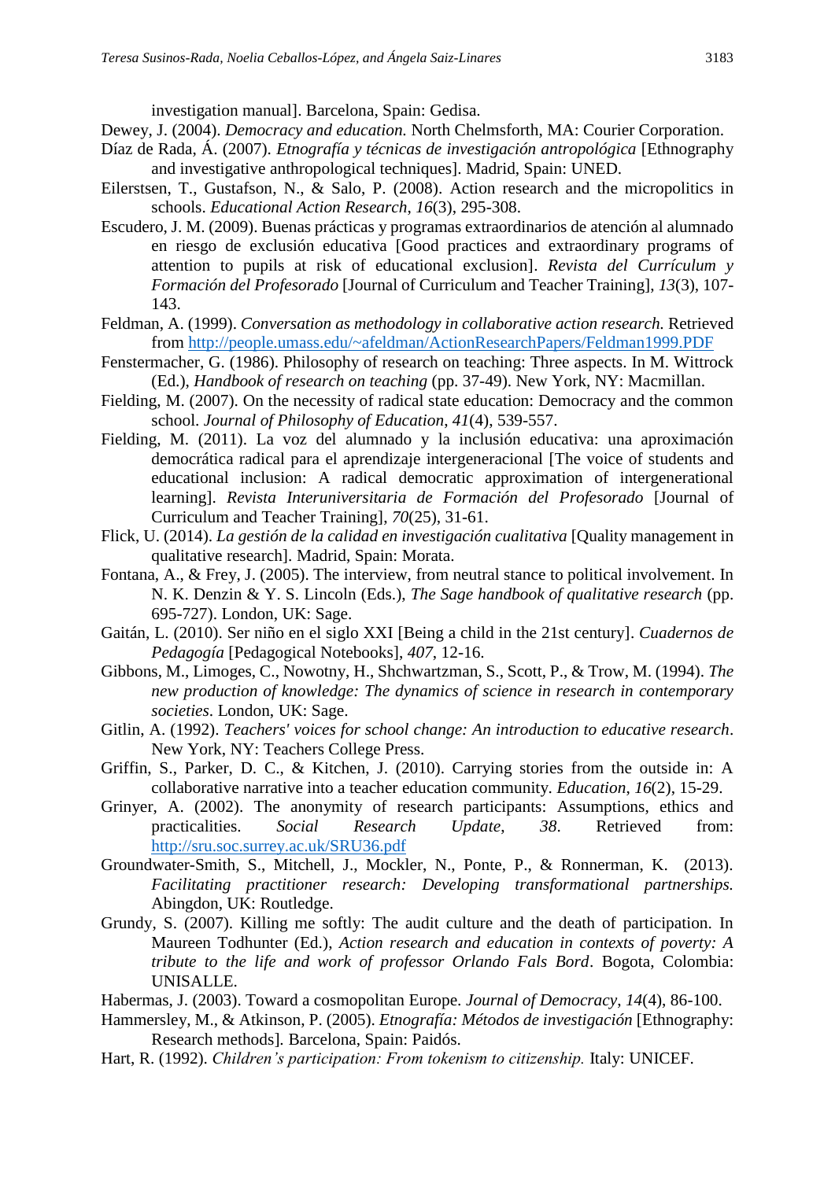investigation manual]. Barcelona, Spain: Gedisa.

Dewey, J. (2004). *Democracy and education.* North Chelmsforth, MA: Courier Corporation.

Díaz de Rada, Á. (2007). *Etnografía y técnicas de investigación antropológica* [Ethnography and investigative anthropological techniques]. Madrid, Spain: UNED.

Eilerstsen, T., Gustafson, N., & Salo, P. (2008). Action research and the micropolitics in schools. *Educational Action Research*, *16*(3), 295-308.

Escudero, J. M. (2009). Buenas prácticas y programas extraordinarios de atención al alumnado en riesgo de exclusión educativa [Good practices and extraordinary programs of attention to pupils at risk of educational exclusion]. *Revista del Currículum y Formación del Profesorado* [Journal of Curriculum and Teacher Training], *13*(3), 107-143.

Feldman, A. (1999). *Conversation as methodology in collaborative action research.* Retrieved from http://people.umass.edu/~afeldman/ActionResearchPapers/Feldman1999.PDF

Fenstermacher, G. (1986). Philosophy of research on teaching: Three aspects. In M. Wittrock (Ed.), *Handbook of research on teaching* (pp. 37-49). New York, NY: Macmillan.

Fielding, M. (2007). On the necessity of radical state education: Democracy and the common school. *Journal of Philosophy of Education*, *41*(4), 539-557.

Fielding, M. (2011). La voz del alumnado y la inclusión educativa: una aproximación democrática radical para el aprendizaje intergeneracional [The voice of students and educational inclusion: A radical democratic approximation of intergenerational learning]. *Revista Interuniversitaria de Formación del Profesorado* [Journal of Curriculum and Teacher Training], *70*(25), 31-61.

Flick, U. (2014). *La gestión de la calidad en investigación cualitativa* [Quality management in qualitative research]. Madrid, Spain: Morata.

Fontana, A., & Frey, J. (2005). The interview, from neutral stance to political involvement. In N. K. Denzin & Y. S. Lincoln (Eds.), *The Sage handbook of qualitative research* (pp. 695-727). London, UK: Sage.

Gaitán, L. (2010). Ser niño en el siglo XXI [Being a child in the 21st century]. *Cuadernos de Pedagogía* [Pedagogical Notebooks], *407*, 12-16.

Gibbons, M., Limoges, C., Nowotny, H., Shchwartzman, S., Scott, P., & Trow, M. (1994). *The new production of knowledge: The dynamics of science in research in contemporary societies*. London, UK: Sage.

Gitlin, A. (1992). *Teachers' voices for school change: An introduction to educative research*. New York, NY: Teachers College Press.

Griffin, S., Parker, D. C., & Kitchen, J. (2010). Carrying stories from the outside in: A collaborative narrative into a teacher education community. *Education*, *16*(2), 15-29.

Grinyer, A. (2002). The anonymity of research participants: Assumptions, ethics and practicalities. *Social Research Update*, *38*. Retrieved from: http://sru.soc.surrey.ac.uk/SRU36.pdf

Groundwater-Smith, S., Mitchell, J., Mockler, N., Ponte, P., & Ronnerman, K. (2013). *Facilitating practitioner research: Developing transformational partnerships.* Abingdon, UK: Routledge.

Grundy, S. (2007). Killing me softly: The audit culture and the death of participation. In Maureen Todhunter (Ed.), *Action research and education in contexts of poverty: A tribute to the life and work of professor Orlando Fals Bord*. Bogota, Colombia: UNISALLE.

Habermas, J. (2003). Toward a cosmopolitan Europe. *Journal of Democracy*, *14*(4), 86-100.

Hammersley, M., & Atkinson, P. (2005). *Etnografía: Métodos de investigación* [Ethnography: Research methods]. Barcelona, Spain: Paidós.

Hart, R. (1992). *Children's participation: From tokenism to citizenship.* Italy: UNICEF.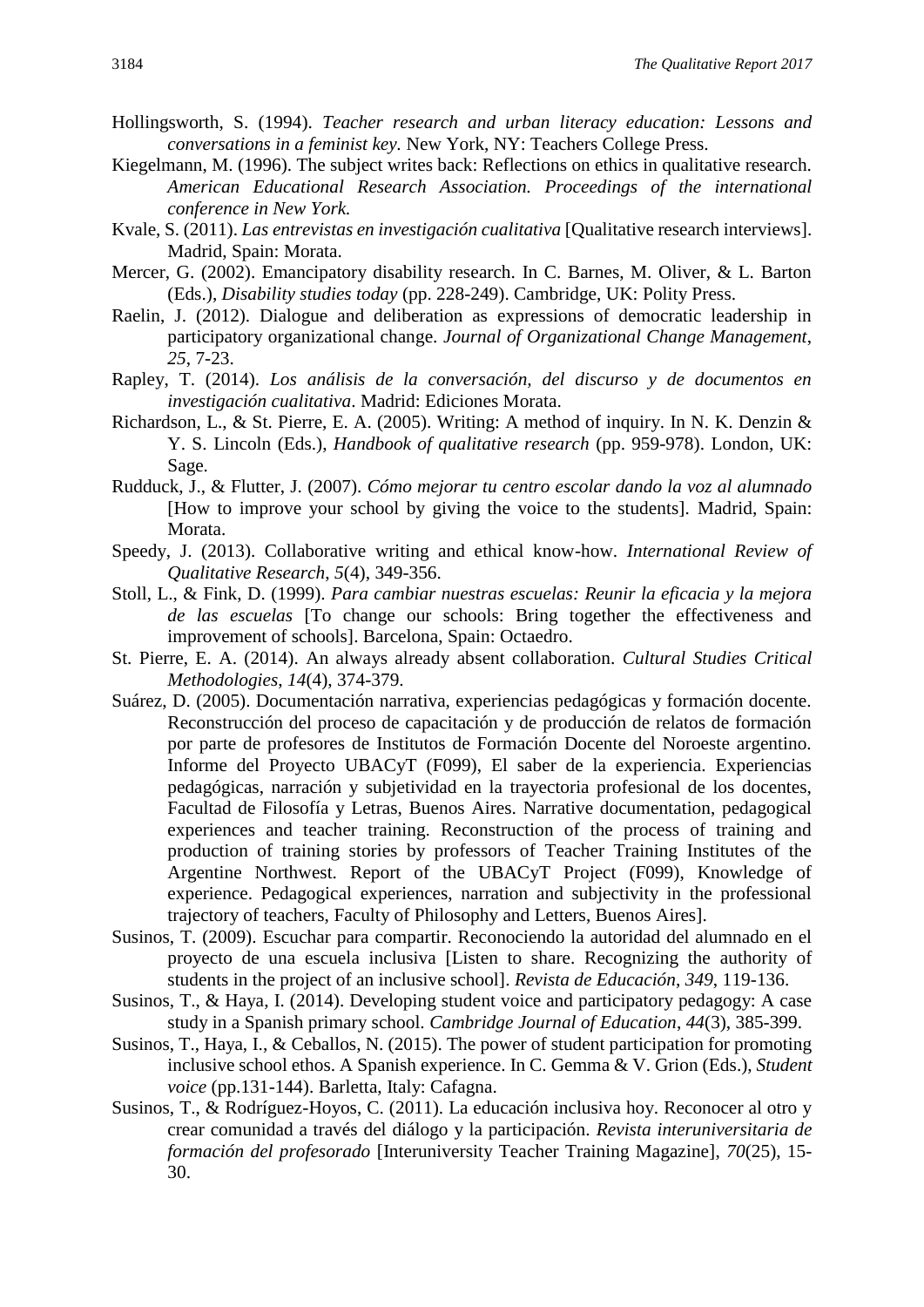Hollingsworth, S. (1994). *Teacher research and urban literacy education: Lessons and conversations in a feminist key.* New York, NY: Teachers College Press.

Kiegelmann, M. (1996). The subject writes back: Reflections on ethics in qualitative research. *American Educational Research Association. Proceedings of the international conference in New York.*

Kvale, S. (2011). *Las entrevistas en investigación cualitativa* [Qualitative research interviews]. Madrid, Spain: Morata.

Mercer, G. (2002). Emancipatory disability research. In C. Barnes, M. Oliver, & L. Barton (Eds.), *Disability studies today* (pp. 228-249). Cambridge, UK: Polity Press.

Raelin, J. (2012). Dialogue and deliberation as expressions of democratic leadership in participatory organizational change. *Journal of Organizational Change Management*, *25*, 7-23.

Rapley, T. (2014). *Los análisis de la conversación, del discurso y de documentos en investigación cualitativa*. Madrid: Ediciones Morata.

Richardson, L., & St. Pierre, E. A. (2005). Writing: A method of inquiry. In N. K. Denzin & Y. S. Lincoln (Eds.), *Handbook of qualitative research* (pp. 959-978). London, UK: Sage.

Rudduck, J., & Flutter, J. (2007). *Cómo mejorar tu centro escolar dando la voz al alumnado* [How to improve your school by giving the voice to the students]. Madrid, Spain: Morata.

Speedy, J. (2013). Collaborative writing and ethical know-how. *International Review of Qualitative Research*, *5*(4), 349-356.

Stoll, L., & Fink, D. (1999). *Para cambiar nuestras escuelas: Reunir la eficacia y la mejora de las escuelas* [To change our schools: Bring together the effectiveness and improvement of schools]. Barcelona, Spain: Octaedro.

St. Pierre, E. A. (2014). An always already absent collaboration. *Cultural Studies Critical Methodologies*, *14*(4), 374-379.

Suárez, D. (2005). Documentación narrativa, experiencias pedagógicas y formación docente. Reconstrucción del proceso de capacitación y de producción de relatos de formación por parte de profesores de Institutos de Formación Docente del Noroeste argentino. Informe del Proyecto UBACyT (F099), El saber de la experiencia. Experiencias pedagógicas, narración y subjetividad en la trayectoria profesional de los docentes, Facultad de Filosofía y Letras, Buenos Aires. Narrative documentation, pedagogical experiences and teacher training. Reconstruction of the process of training and production of training stories by professors of Teacher Training Institutes of the Argentine Northwest. Report of the UBACyT Project (F099), Knowledge of experience. Pedagogical experiences, narration and subjectivity in the professional trajectory of teachers, Faculty of Philosophy and Letters, Buenos Aires].

Susinos, T. (2009). Escuchar para compartir. Reconociendo la autoridad del alumnado en el proyecto de una escuela inclusiva [Listen to share. Recognizing the authority of students in the project of an inclusive school]. *Revista de Educación*, *349*, 119-136.

Susinos, T., & Haya, I. (2014). Developing student voice and participatory pedagogy: A case study in a Spanish primary school. *Cambridge Journal of Education*, *44*(3), 385-399.

Susinos, T., Haya, I., & Ceballos, N. (2015). The power of student participation for promoting inclusive school ethos. A Spanish experience. In C. Gemma & V. Grion (Eds.), *Student voice* (pp.131-144). Barletta, Italy: Cafagna.

Susinos, T., & Rodríguez-Hoyos, C. (2011). La educación inclusiva hoy. Reconocer al otro y crear comunidad a través del diálogo y la participación. *Revista interuniversitaria de formación del profesorado* [Interuniversity Teacher Training Magazine], *70*(25), 15-30.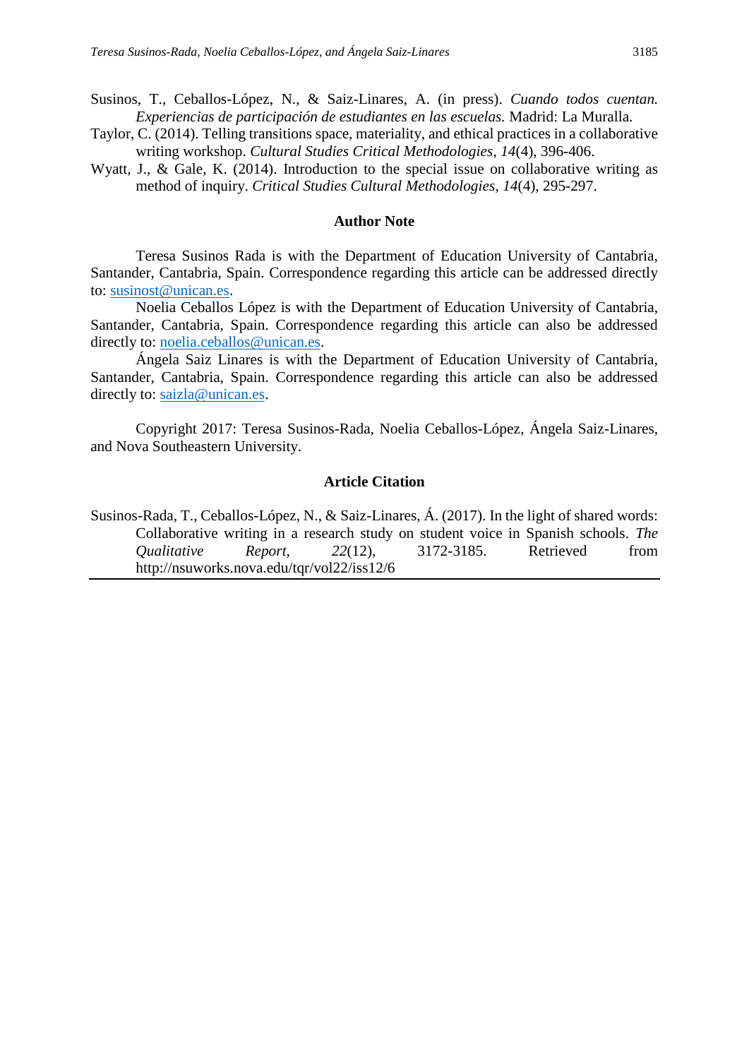Susinos, T., Ceballos-López, N., & Saiz-Linares, A. (in press). *Cuando todos cuentan. Experiencias de participación de estudiantes en las escuelas*. Madrid: La Muralla.

Taylor, C. (2014). Telling transitions space, materiality, and ethical practices in a collaborative writing workshop. *Cultural Studies Critical Methodologies*, *14*(4), 396-406.

Wyatt, J., & Gale, K. (2014). Introduction to the special issue on collaborative writing as method of inquiry. *Critical Studies Cultural Methodologies*, *14*(4), 295-297.

## Author Note

Teresa Susinos Rada is with the Department of Education University of Cantabria, Santander, Cantabria, Spain. Correspondence regarding this article can be addressed directly to: susinost@unican.es.

Noelia Ceballos López is with the Department of Education University of Cantabria, Santander, Cantabria, Spain. Correspondence regarding this article can also be addressed directly to: noelia.ceballos@unican.es.

Ángela Saiz Linares is with the Department of Education University of Cantabria, Santander, Cantabria, Spain. Correspondence regarding this article can also be addressed directly to: saizla@unican.es.

Copyright 2017: Teresa Susinos-Rada, Noelia Ceballos-López, Ángela Saiz-Linares, and Nova Southeastern University.

## Article Citation

Susinos-Rada, T., Ceballos-López, N., & Saiz-Linares, Á. (2017). In the light of shared words: Collaborative writing in a research study on student voice in Spanish schools. *The Qualitative Report*, *22*(12), 3172-3185. Retrieved from http://nsuworks.nova.edu/tqr/vol22/iss12/6